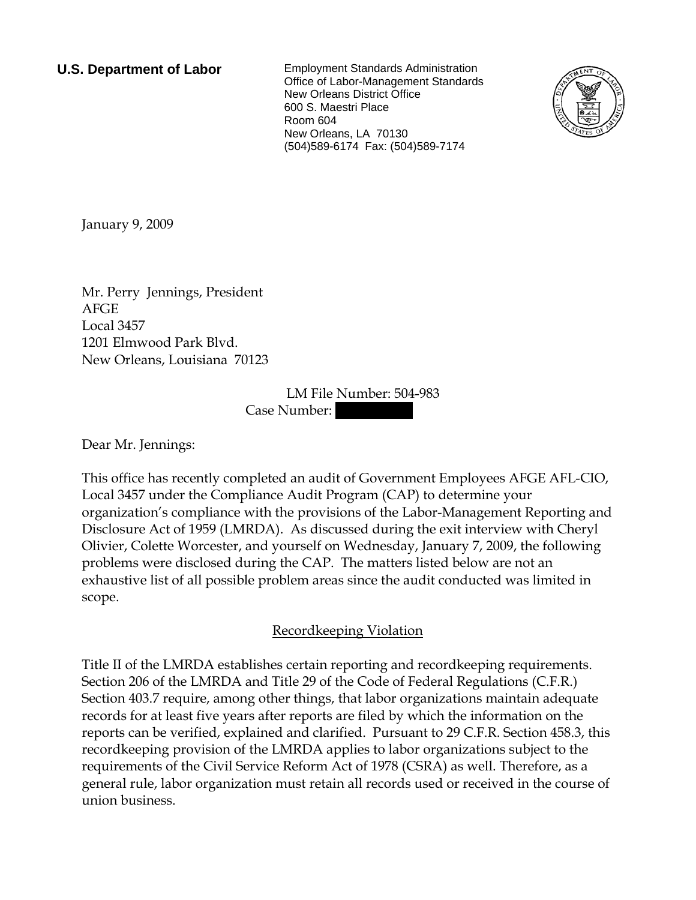**U.S. Department of Labor**

Employment Standards Administration
Office of Labor-Management Standards
New Orleans District Office
600 S. Maestri Place
Room 604
New Orleans, LA 70130
(504)589-6174 Fax: (504)589-7174

January 9, 2009

Mr. Perry Jennings, President
AFGE
Local 3457
1201 Elmwood Park Blvd.
New Orleans, Louisiana 70123

LM File Number: 504-983
Case Number:

Dear Mr. Jennings:

This office has recently completed an audit of Government Employees AFGE AFL-CIO, Local 3457 under the Compliance Audit Program (CAP) to determine your organization's compliance with the provisions of the Labor-Management Reporting and Disclosure Act of 1959 (LMRDA). As discussed during the exit interview with Cheryl Olivier, Colette Worcester, and yourself on Wednesday, January 7, 2009, the following problems were disclosed during the CAP. The matters listed below are not an exhaustive list of all possible problem areas since the audit conducted was limited in scope.

<u>Recordkeeping Violation</u>

Title II of the LMRDA establishes certain reporting and recordkeeping requirements. Section 206 of the LMRDA and Title 29 of the Code of Federal Regulations (C.F.R.) Section 403.7 require, among other things, that labor organizations maintain adequate records for at least five years after reports are filed by which the information on the reports can be verified, explained and clarified. Pursuant to 29 C.F.R. Section 458.3, this recordkeeping provision of the LMRDA applies to labor organizations subject to the requirements of the Civil Service Reform Act of 1978 (CSRA) as well. Therefore, as a general rule, labor organization must retain all records used or received in the course of union business.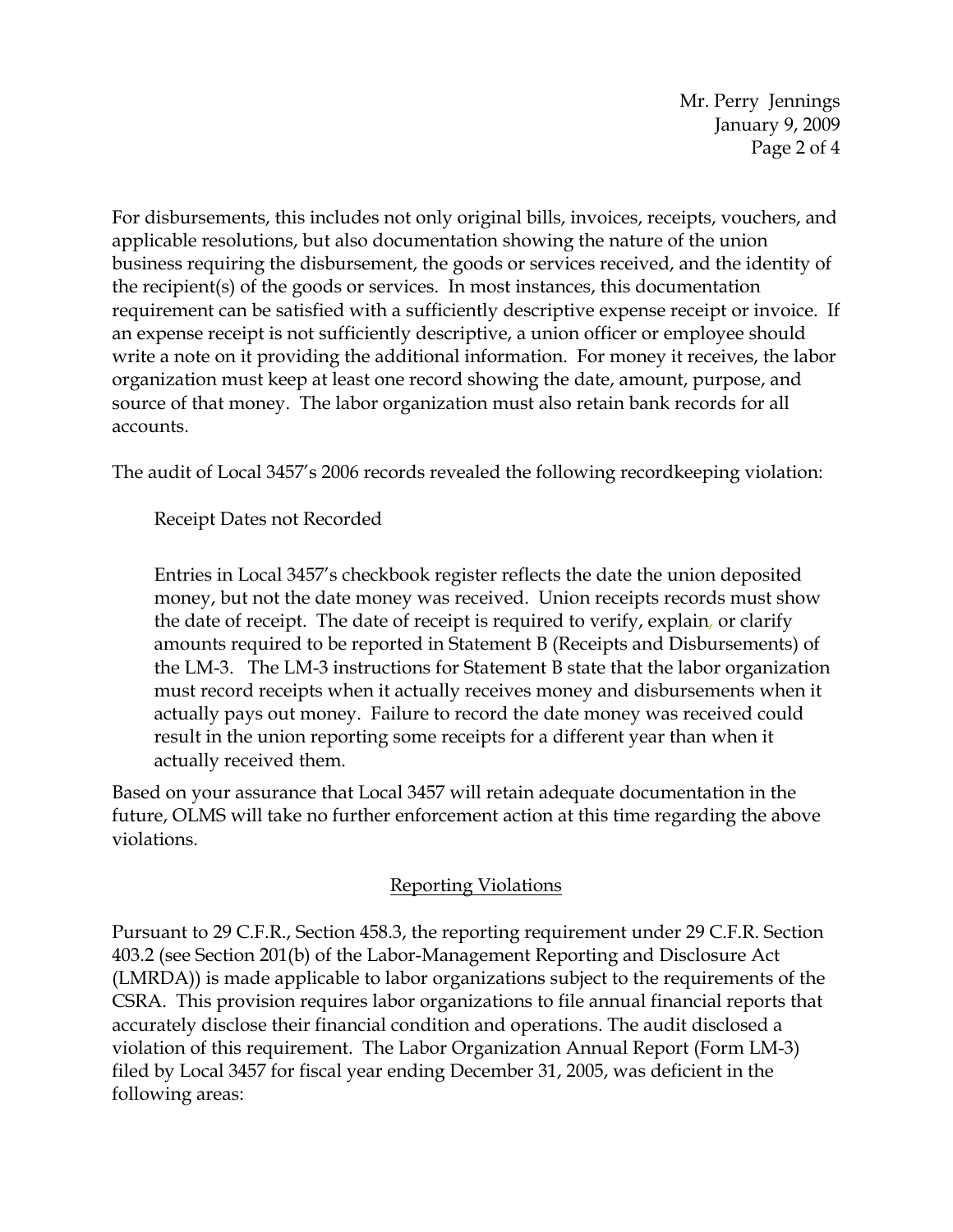For disbursements, this includes not only original bills, invoices, receipts, vouchers, and applicable resolutions, but also documentation showing the nature of the union business requiring the disbursement, the goods or services received, and the identity of the recipient(s) of the goods or services. In most instances, this documentation requirement can be satisfied with a sufficiently descriptive expense receipt or invoice. If an expense receipt is not sufficiently descriptive, a union officer or employee should write a note on it providing the additional information. For money it receives, the labor organization must keep at least one record showing the date, amount, purpose, and source of that money. The labor organization must also retain bank records for all accounts.

The audit of Local 3457's 2006 records revealed the following recordkeeping violation:

> Receipt Dates not Recorded
>
> Entries in Local 3457's checkbook register reflects the date the union deposited money, but not the date money was received. Union receipts records must show the date of receipt. The date of receipt is required to verify, explain, or clarify amounts required to be reported in Statement B (Receipts and Disbursements) of the LM-3. The LM-3 instructions for Statement B state that the labor organization must record receipts when it actually receives money and disbursements when it actually pays out money. Failure to record the date money was received could result in the union reporting some receipts for a different year than when it actually received them.

Based on your assurance that Local 3457 will retain adequate documentation in the future, OLMS will take no further enforcement action at this time regarding the above violations.

## Reporting Violations

Pursuant to 29 C.F.R., Section 458.3, the reporting requirement under 29 C.F.R. Section 403.2 (see Section 201(b) of the Labor-Management Reporting and Disclosure Act (LMRDA)) is made applicable to labor organizations subject to the requirements of the CSRA. This provision requires labor organizations to file annual financial reports that accurately disclose their financial condition and operations. The audit disclosed a violation of this requirement. The Labor Organization Annual Report (Form LM-3) filed by Local 3457 for fiscal year ending December 31, 2005, was deficient in the following areas: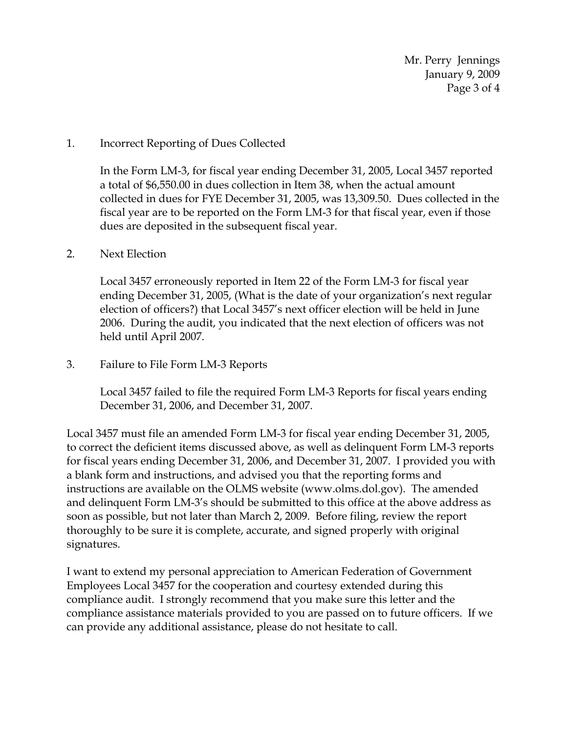1. Incorrect Reporting of Dues Collected

   In the Form LM-3, for fiscal year ending December 31, 2005, Local 3457 reported a total of $6,550.00 in dues collection in Item 38, when the actual amount collected in dues for FYE December 31, 2005, was 13,309.50. Dues collected in the fiscal year are to be reported on the Form LM-3 for that fiscal year, even if those dues are deposited in the subsequent fiscal year.

2. Next Election

   Local 3457 erroneously reported in Item 22 of the Form LM-3 for fiscal year ending December 31, 2005, (What is the date of your organization's next regular election of officers?) that Local 3457's next officer election will be held in June 2006. During the audit, you indicated that the next election of officers was not held until April 2007.

3. Failure to File Form LM-3 Reports

   Local 3457 failed to file the required Form LM-3 Reports for fiscal years ending December 31, 2006, and December 31, 2007.

Local 3457 must file an amended Form LM-3 for fiscal year ending December 31, 2005, to correct the deficient items discussed above, as well as delinquent Form LM-3 reports for fiscal years ending December 31, 2006, and December 31, 2007. I provided you with a blank form and instructions, and advised you that the reporting forms and instructions are available on the OLMS website (www.olms.dol.gov). The amended and delinquent Form LM-3's should be submitted to this office at the above address as soon as possible, but not later than March 2, 2009. Before filing, review the report thoroughly to be sure it is complete, accurate, and signed properly with original signatures.

I want to extend my personal appreciation to American Federation of Government Employees Local 3457 for the cooperation and courtesy extended during this compliance audit. I strongly recommend that you make sure this letter and the compliance assistance materials provided to you are passed on to future officers. If we can provide any additional assistance, please do not hesitate to call.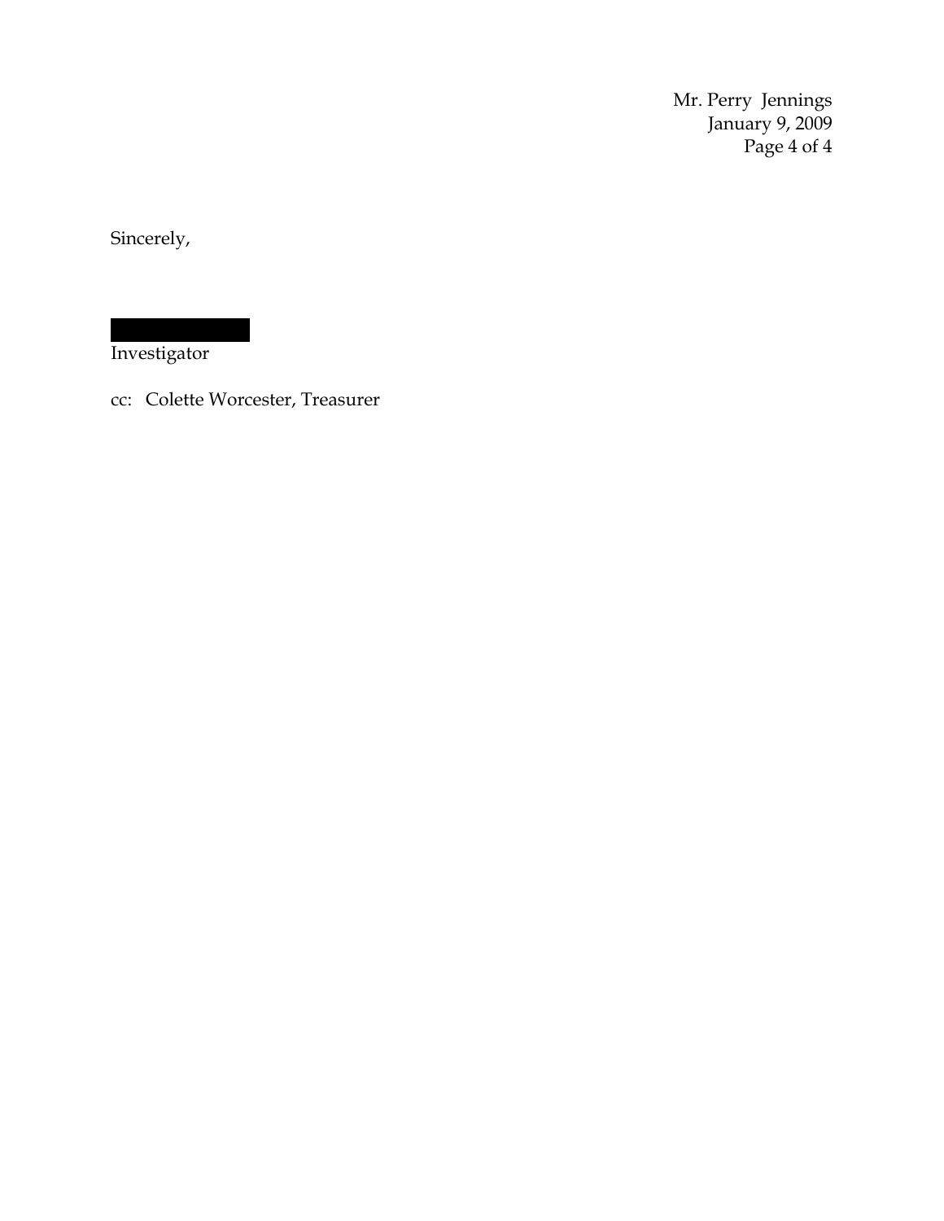Sincerely,

Investigator

cc: Colette Worcester, Treasurer